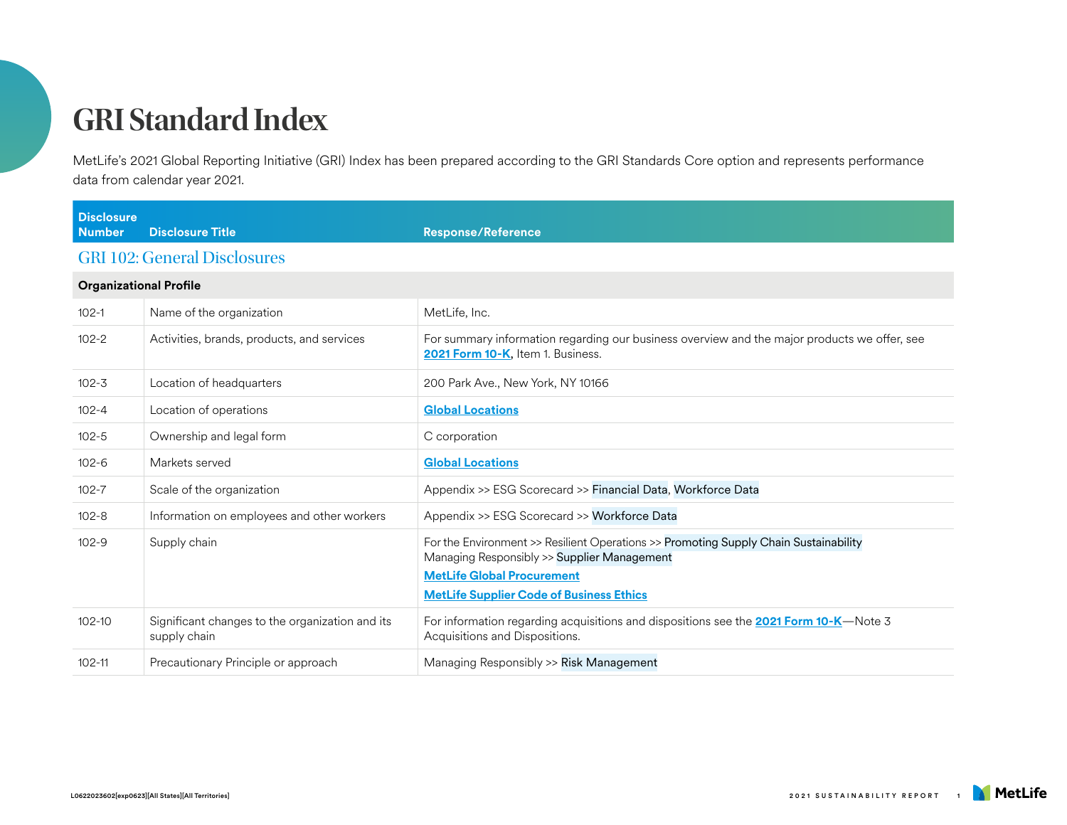# GRI Standard Index

MetLife's 2021 Global Reporting Initiative (GRI) Index has been prepared according to the GRI Standards Core option and represents performance data from calendar year 2021.

## GRI 102: General Disclosures

| Disclosure Number | Disclosure Title | Response/Reference |
|---|---|---|
| **Organizational Profile** | | |
| 102-1 | Name of the organization | MetLife, Inc. |
| 102-2 | Activities, brands, products, and services | For summary information regarding our business overview and the major products we offer, see **2021 Form 10-K**, Item 1. Business. |
| 102-3 | Location of headquarters | 200 Park Ave., New York, NY 10166 |
| 102-4 | Location of operations | **Global Locations** |
| 102-5 | Ownership and legal form | C corporation |
| 102-6 | Markets served | **Global Locations** |
| 102-7 | Scale of the organization | Appendix >> ESG Scorecard >> Financial Data, Workforce Data |
| 102-8 | Information on employees and other workers | Appendix >> ESG Scorecard >> Workforce Data |
| 102-9 | Supply chain | For the Environment >> Resilient Operations >> Promoting Supply Chain Sustainability<br>Managing Responsibly >> Supplier Management<br>**MetLife Global Procurement**<br>**MetLife Supplier Code of Business Ethics** |
| 102-10 | Significant changes to the organization and its supply chain | For information regarding acquisitions and dispositions see the **2021 Form 10-K**—Note 3 Acquisitions and Dispositions. |
| 102-11 | Precautionary Principle or approach | Managing Responsibly >> Risk Management |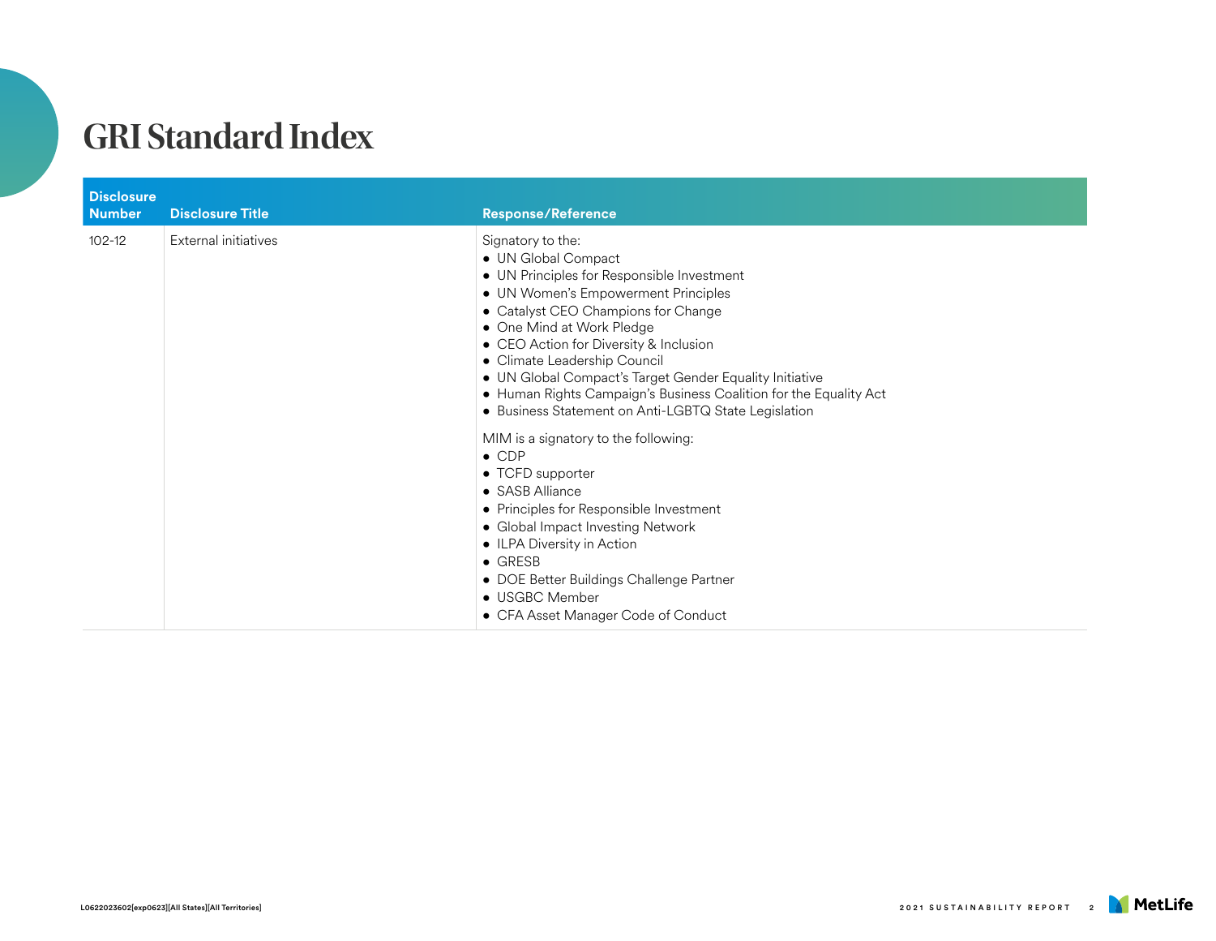# GRI Standard Index

| Disclosure Number | Disclosure Title | Response/Reference |
|---|---|---|
| 102-12 | External initiatives | Signatory to the:<br>• UN Global Compact<br>• UN Principles for Responsible Investment<br>• UN Women's Empowerment Principles<br>• Catalyst CEO Champions for Change<br>• One Mind at Work Pledge<br>• CEO Action for Diversity & Inclusion<br>• Climate Leadership Council<br>• UN Global Compact's Target Gender Equality Initiative<br>• Human Rights Campaign's Business Coalition for the Equality Act<br>• Business Statement on Anti-LGBTQ State Legislation<br><br>MIM is a signatory to the following:<br>• CDP<br>• TCFD supporter<br>• SASB Alliance<br>• Principles for Responsible Investment<br>• Global Impact Investing Network<br>• ILPA Diversity in Action<br>• GRESB<br>• DOE Better Buildings Challenge Partner<br>• USGBC Member<br>• CFA Asset Manager Code of Conduct |

L0622023602[exp0623][All States][All Territories]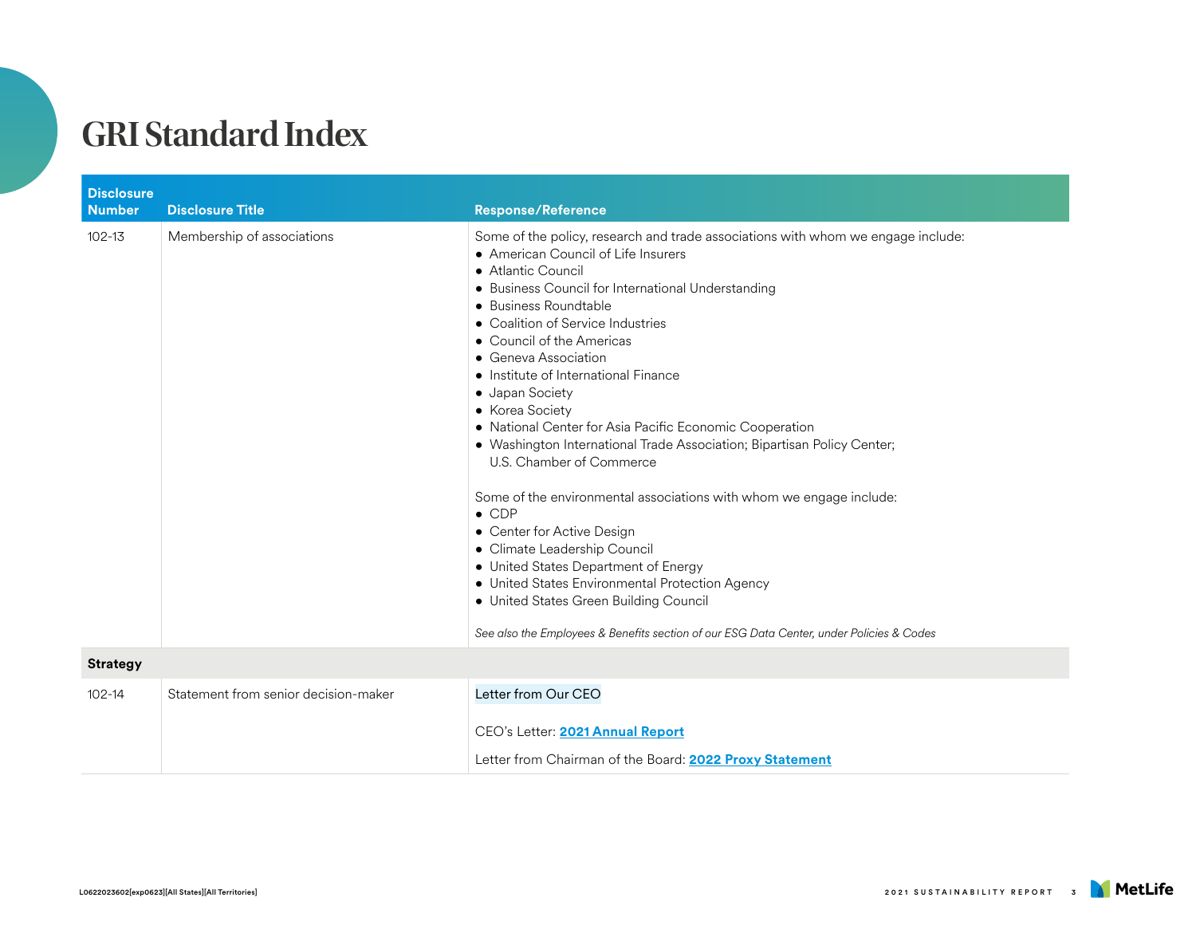# GRI Standard Index

| Disclosure Number | Disclosure Title | Response/Reference |
|---|---|---|
| 102-13 | Membership of associations | Some of the policy, research and trade associations with whom we engage include:<br>• American Council of Life Insurers<br>• Atlantic Council<br>• Business Council for International Understanding<br>• Business Roundtable<br>• Coalition of Service Industries<br>• Council of the Americas<br>• Geneva Association<br>• Institute of International Finance<br>• Japan Society<br>• Korea Society<br>• National Center for Asia Pacific Economic Cooperation<br>• Washington International Trade Association; Bipartisan Policy Center; U.S. Chamber of Commerce<br><br>Some of the environmental associations with whom we engage include:<br>• CDP<br>• Center for Active Design<br>• Climate Leadership Council<br>• United States Department of Energy<br>• United States Environmental Protection Agency<br>• United States Green Building Council<br><br>*See also the Employees & Benefits section of our ESG Data Center, under Policies & Codes* |
| **Strategy** | | |
| 102-14 | Statement from senior decision-maker | Letter from Our CEO<br><br>CEO's Letter: **2021 Annual Report**<br><br>Letter from Chairman of the Board: **2022 Proxy Statement** |

L0622023602[exp0623][All States][All Territories]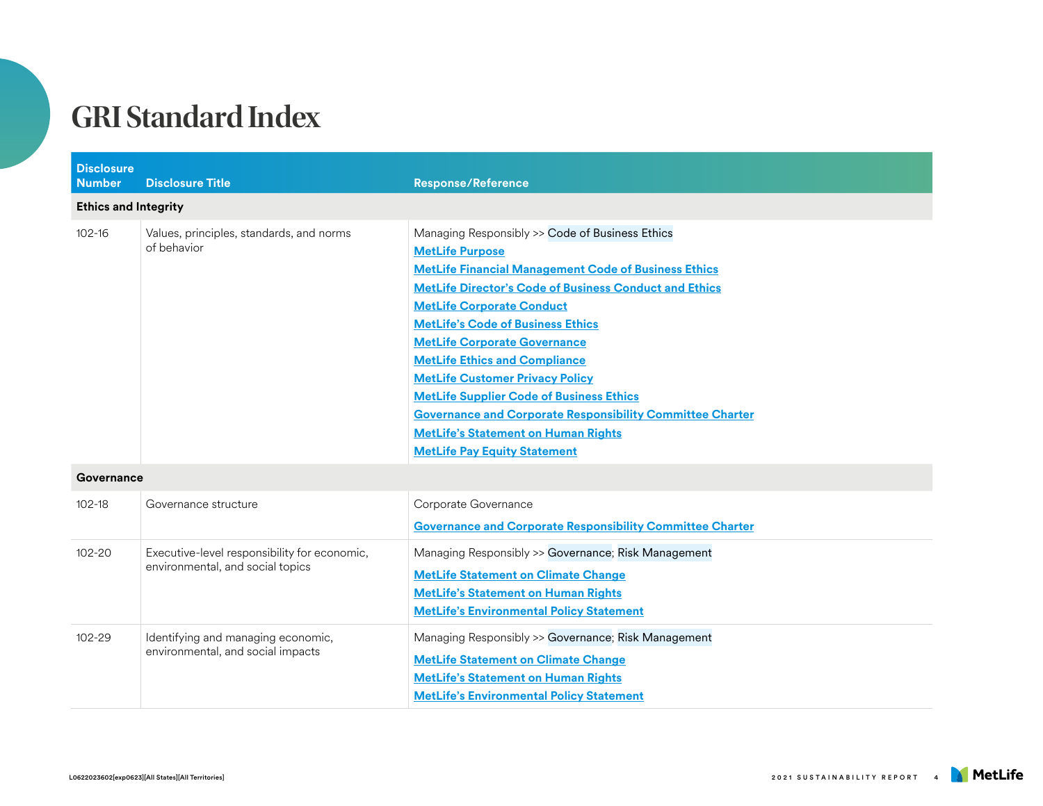# GRI Standard Index

| Disclosure Number | Disclosure Title | Response/Reference |
| --- | --- | --- |
| **Ethics and Integrity** | | |
| 102-16 | Values, principles, standards, and norms of behavior | Managing Responsibly >> Code of Business Ethics<br>**MetLife Purpose**<br>**MetLife Financial Management Code of Business Ethics**<br>**MetLife Director's Code of Business Conduct and Ethics**<br>**MetLife Corporate Conduct**<br>**MetLife's Code of Business Ethics**<br>**MetLife Corporate Governance**<br>**MetLife Ethics and Compliance**<br>**MetLife Customer Privacy Policy**<br>**MetLife Supplier Code of Business Ethics**<br>**Governance and Corporate Responsibility Committee Charter**<br>**MetLife's Statement on Human Rights**<br>**MetLife Pay Equity Statement** |
| **Governance** | | |
| 102-18 | Governance structure | Corporate Governance<br>**Governance and Corporate Responsibility Committee Charter** |
| 102-20 | Executive-level responsibility for economic, environmental, and social topics | Managing Responsibly >> Governance; Risk Management<br>**MetLife Statement on Climate Change**<br>**MetLife's Statement on Human Rights**<br>**MetLife's Environmental Policy Statement** |
| 102-29 | Identifying and managing economic, environmental, and social impacts | Managing Responsibly >> Governance; Risk Management<br>**MetLife Statement on Climate Change**<br>**MetLife's Statement on Human Rights**<br>**MetLife's Environmental Policy Statement** |

L0622023602[exp0623][All States][All Territories]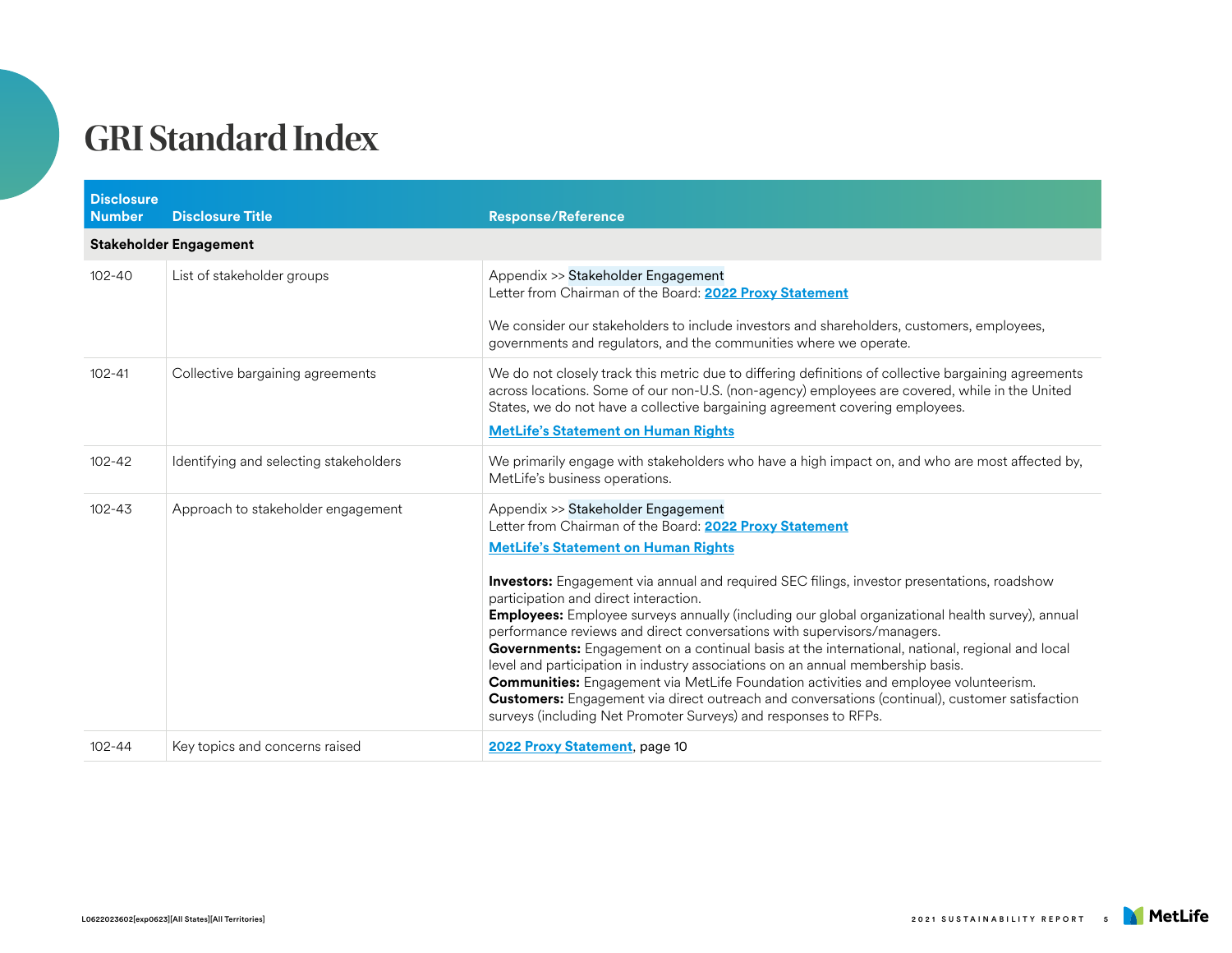# GRI Standard Index

| Disclosure Number | Disclosure Title | Response/Reference |
| --- | --- | --- |
| **Stakeholder Engagement** | | |
| 102-40 | List of stakeholder groups | Appendix >> Stakeholder Engagement<br>Letter from Chairman of the Board: **2022 Proxy Statement**<br><br>We consider our stakeholders to include investors and shareholders, customers, employees, governments and regulators, and the communities where we operate. |
| 102-41 | Collective bargaining agreements | We do not closely track this metric due to differing definitions of collective bargaining agreements across locations. Some of our non-U.S. (non-agency) employees are covered, while in the United States, we do not have a collective bargaining agreement covering employees.<br>**MetLife's Statement on Human Rights** |
| 102-42 | Identifying and selecting stakeholders | We primarily engage with stakeholders who have a high impact on, and who are most affected by, MetLife's business operations. |
| 102-43 | Approach to stakeholder engagement | Appendix >> Stakeholder Engagement<br>Letter from Chairman of the Board: **2022 Proxy Statement**<br>**MetLife's Statement on Human Rights**<br><br>**Investors:** Engagement via annual and required SEC filings, investor presentations, roadshow participation and direct interaction.<br>**Employees:** Employee surveys annually (including our global organizational health survey), annual performance reviews and direct conversations with supervisors/managers.<br>**Governments:** Engagement on a continual basis at the international, national, regional and local level and participation in industry associations on an annual membership basis.<br>**Communities:** Engagement via MetLife Foundation activities and employee volunteerism.<br>**Customers:** Engagement via direct outreach and conversations (continual), customer satisfaction surveys (including Net Promoter Surveys) and responses to RFPs. |
| 102-44 | Key topics and concerns raised | **2022 Proxy Statement**, page 10 |

L0622023602[exp0623][All States][All Territories]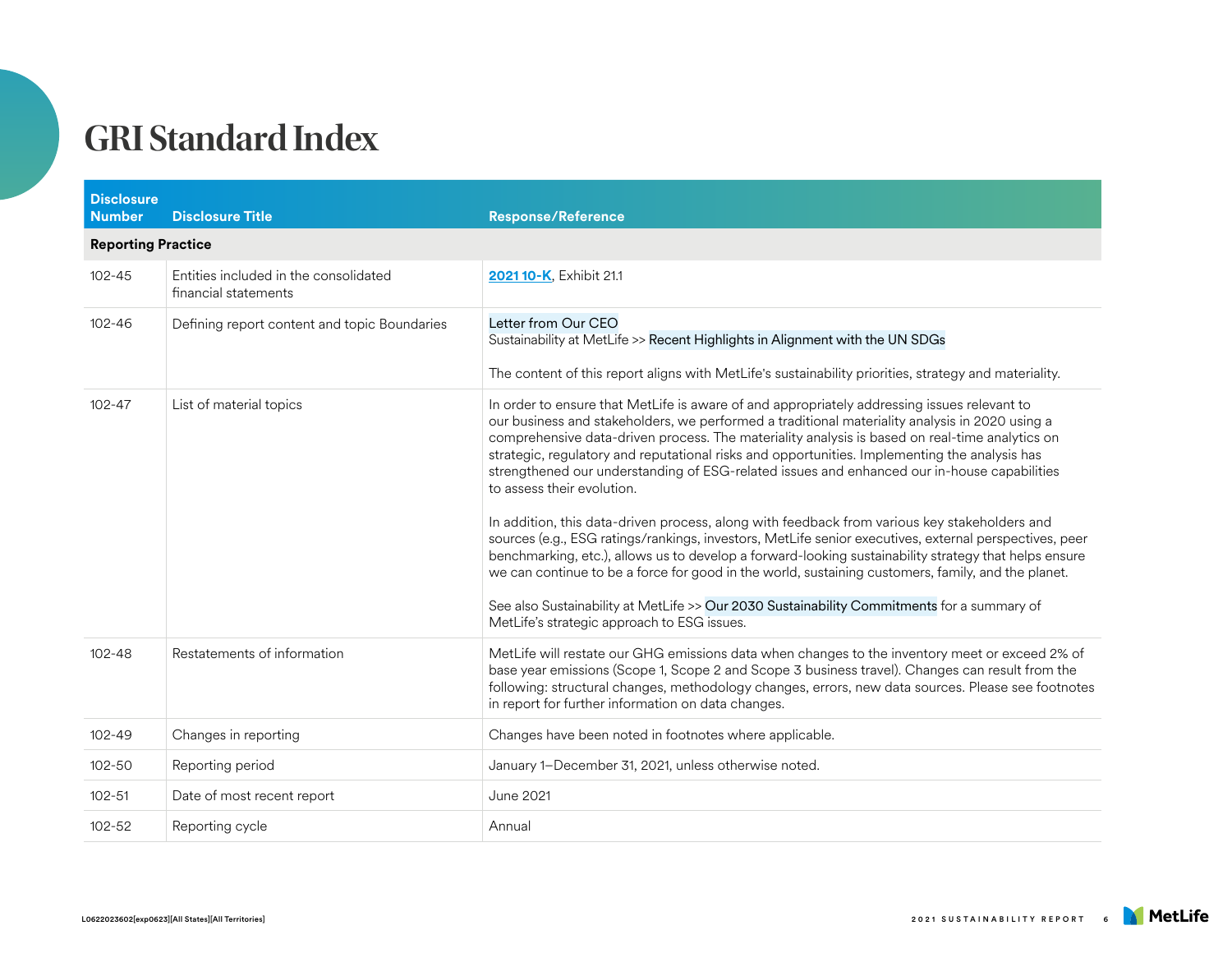# GRI Standard Index

| Disclosure Number | Disclosure Title | Response/Reference |
|---|---|---|
| **Reporting Practice** | | |
| 102-45 | Entities included in the consolidated financial statements | **2021 10-K**, Exhibit 21.1 |
| 102-46 | Defining report content and topic Boundaries | Letter from Our CEO<br>Sustainability at MetLife >> Recent Highlights in Alignment with the UN SDGs<br><br>The content of this report aligns with MetLife's sustainability priorities, strategy and materiality. |
| 102-47 | List of material topics | In order to ensure that MetLife is aware of and appropriately addressing issues relevant to our business and stakeholders, we performed a traditional materiality analysis in 2020 using a comprehensive data-driven process. The materiality analysis is based on real-time analytics on strategic, regulatory and reputational risks and opportunities. Implementing the analysis has strengthened our understanding of ESG-related issues and enhanced our in-house capabilities to assess their evolution.<br><br>In addition, this data-driven process, along with feedback from various key stakeholders and sources (e.g., ESG ratings/rankings, investors, MetLife senior executives, external perspectives, peer benchmarking, etc.), allows us to develop a forward-looking sustainability strategy that helps ensure we can continue to be a force for good in the world, sustaining customers, family, and the planet.<br><br>See also Sustainability at MetLife >> Our 2030 Sustainability Commitments for a summary of MetLife's strategic approach to ESG issues. |
| 102-48 | Restatements of information | MetLife will restate our GHG emissions data when changes to the inventory meet or exceed 2% of base year emissions (Scope 1, Scope 2 and Scope 3 business travel). Changes can result from the following: structural changes, methodology changes, errors, new data sources. Please see footnotes in report for further information on data changes. |
| 102-49 | Changes in reporting | Changes have been noted in footnotes where applicable. |
| 102-50 | Reporting period | January 1–December 31, 2021, unless otherwise noted. |
| 102-51 | Date of most recent report | June 2021 |
| 102-52 | Reporting cycle | Annual |

L0622023602[exp0623][All States][All Territories]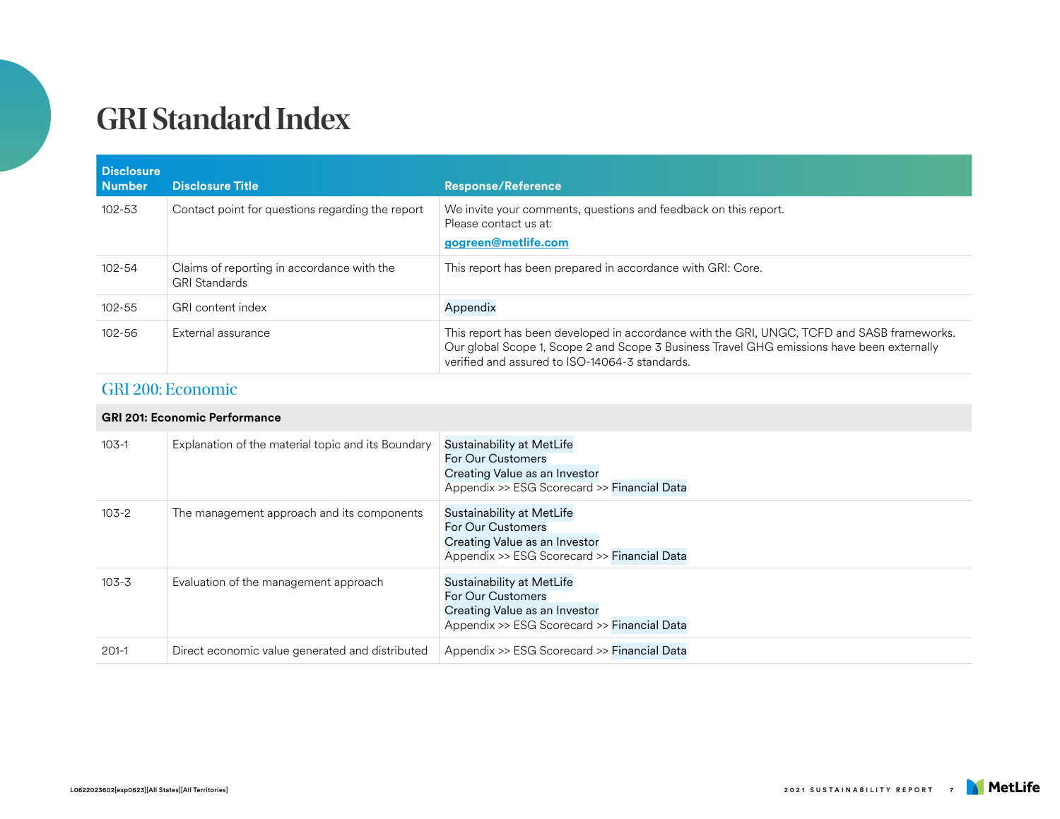# GRI Standard Index

| Disclosure Number | Disclosure Title | Response/Reference |
|---|---|---|
| 102-53 | Contact point for questions regarding the report | We invite your comments, questions and feedback on this report. Please contact us at: **gogreen@metlife.com** |
| 102-54 | Claims of reporting in accordance with the GRI Standards | This report has been prepared in accordance with GRI: Core. |
| 102-55 | GRI content index | Appendix |
| 102-56 | External assurance | This report has been developed in accordance with the GRI, UNGC, TCFD and SASB frameworks. Our global Scope 1, Scope 2 and Scope 3 Business Travel GHG emissions have been externally verified and assured to ISO-14064-3 standards. |

## GRI 200: Economic

| Disclosure Number | Disclosure Title | Response/Reference |
|---|---|---|
| **GRI 201: Economic Performance** | | |
| 103-1 | Explanation of the material topic and its Boundary | Sustainability at MetLife<br>For Our Customers<br>Creating Value as an Investor<br>Appendix >> ESG Scorecard >> Financial Data |
| 103-2 | The management approach and its components | Sustainability at MetLife<br>For Our Customers<br>Creating Value as an Investor<br>Appendix >> ESG Scorecard >> Financial Data |
| 103-3 | Evaluation of the management approach | Sustainability at MetLife<br>For Our Customers<br>Creating Value as an Investor<br>Appendix >> ESG Scorecard >> Financial Data |
| 201-1 | Direct economic value generated and distributed | Appendix >> ESG Scorecard >> Financial Data |

L0622023602[exp0623][All States][All Territories]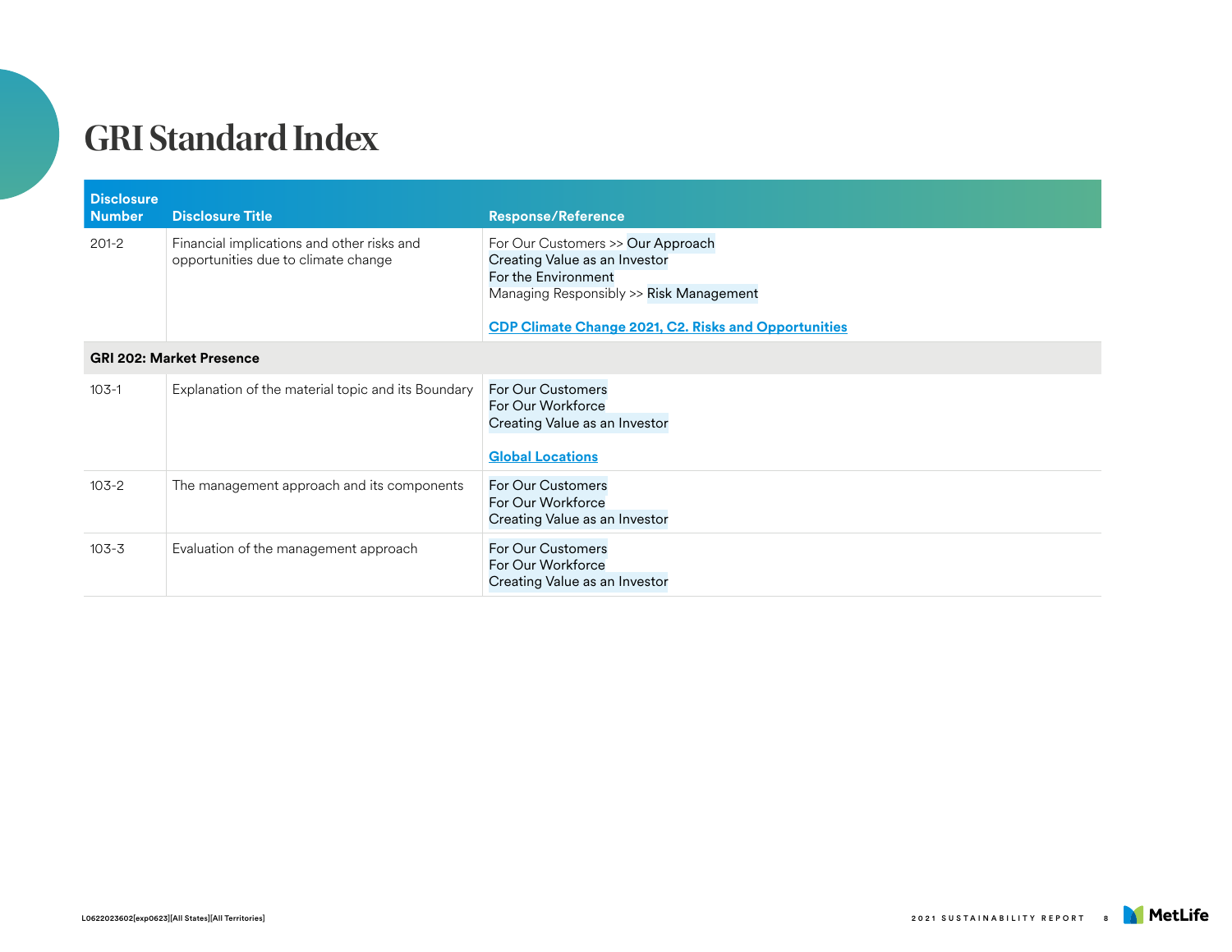# GRI Standard Index

| Disclosure Number | Disclosure Title | Response/Reference |
|---|---|---|
| 201-2 | Financial implications and other risks and opportunities due to climate change | For Our Customers >> Our Approach<br>Creating Value as an Investor<br>For the Environment<br>Managing Responsibly >> Risk Management<br><br>[CDP Climate Change 2021, C2. Risks and Opportunities]() |
| **GRI 202: Market Presence** | | |
| 103-1 | Explanation of the material topic and its Boundary | For Our Customers<br>For Our Workforce<br>Creating Value as an Investor<br><br>[Global Locations]() |
| 103-2 | The management approach and its components | For Our Customers<br>For Our Workforce<br>Creating Value as an Investor |
| 103-3 | Evaluation of the management approach | For Our Customers<br>For Our Workforce<br>Creating Value as an Investor |

L0622023602[exp0623][All States][All Territories]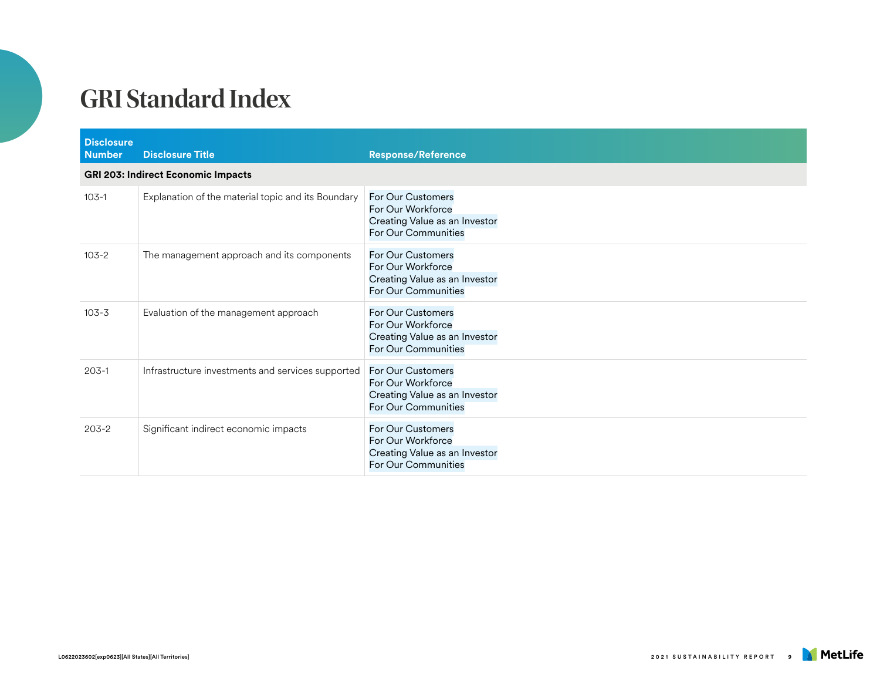# GRI Standard Index

| Disclosure Number | Disclosure Title | Response/Reference |
|---|---|---|
| **GRI 203: Indirect Economic Impacts** | | |
| 103-1 | Explanation of the material topic and its Boundary | For Our Customers<br>For Our Workforce<br>Creating Value as an Investor<br>For Our Communities |
| 103-2 | The management approach and its components | For Our Customers<br>For Our Workforce<br>Creating Value as an Investor<br>For Our Communities |
| 103-3 | Evaluation of the management approach | For Our Customers<br>For Our Workforce<br>Creating Value as an Investor<br>For Our Communities |
| 203-1 | Infrastructure investments and services supported | For Our Customers<br>For Our Workforce<br>Creating Value as an Investor<br>For Our Communities |
| 203-2 | Significant indirect economic impacts | For Our Customers<br>For Our Workforce<br>Creating Value as an Investor<br>For Our Communities |

L0622023602[exp0623][All States][All Territories]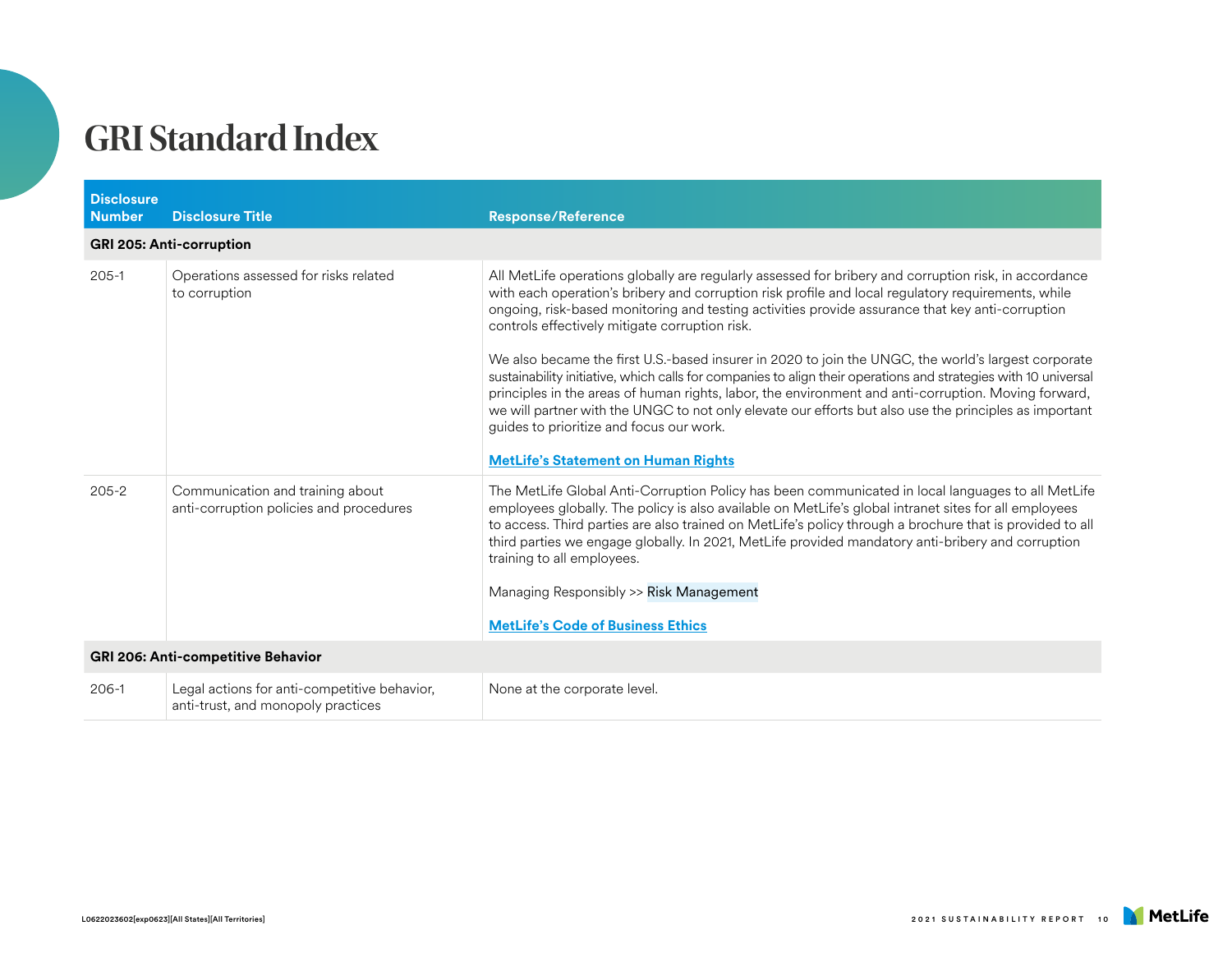# GRI Standard Index

| Disclosure Number | Disclosure Title | Response/Reference |
| --- | --- | --- |
| **GRI 205: Anti-corruption** | | |
| 205-1 | Operations assessed for risks related to corruption | All MetLife operations globally are regularly assessed for bribery and corruption risk, in accordance with each operation's bribery and corruption risk profile and local regulatory requirements, while ongoing, risk-based monitoring and testing activities provide assurance that key anti-corruption controls effectively mitigate corruption risk.<br><br>We also became the first U.S.-based insurer in 2020 to join the UNGC, the world's largest corporate sustainability initiative, which calls for companies to align their operations and strategies with 10 universal principles in the areas of human rights, labor, the environment and anti-corruption. Moving forward, we will partner with the UNGC to not only elevate our efforts but also use the principles as important guides to prioritize and focus our work.<br><br>**MetLife's Statement on Human Rights** |
| 205-2 | Communication and training about anti-corruption policies and procedures | The MetLife Global Anti-Corruption Policy has been communicated in local languages to all MetLife employees globally. The policy is also available on MetLife's global intranet sites for all employees to access. Third parties are also trained on MetLife's policy through a brochure that is provided to all third parties we engage globally. In 2021, MetLife provided mandatory anti-bribery and corruption training to all employees.<br><br>Managing Responsibly >> Risk Management<br><br>**MetLife's Code of Business Ethics** |
| **GRI 206: Anti-competitive Behavior** | | |
| 206-1 | Legal actions for anti-competitive behavior, anti-trust, and monopoly practices | None at the corporate level. |

L0622023602[exp0623][All States][All Territories]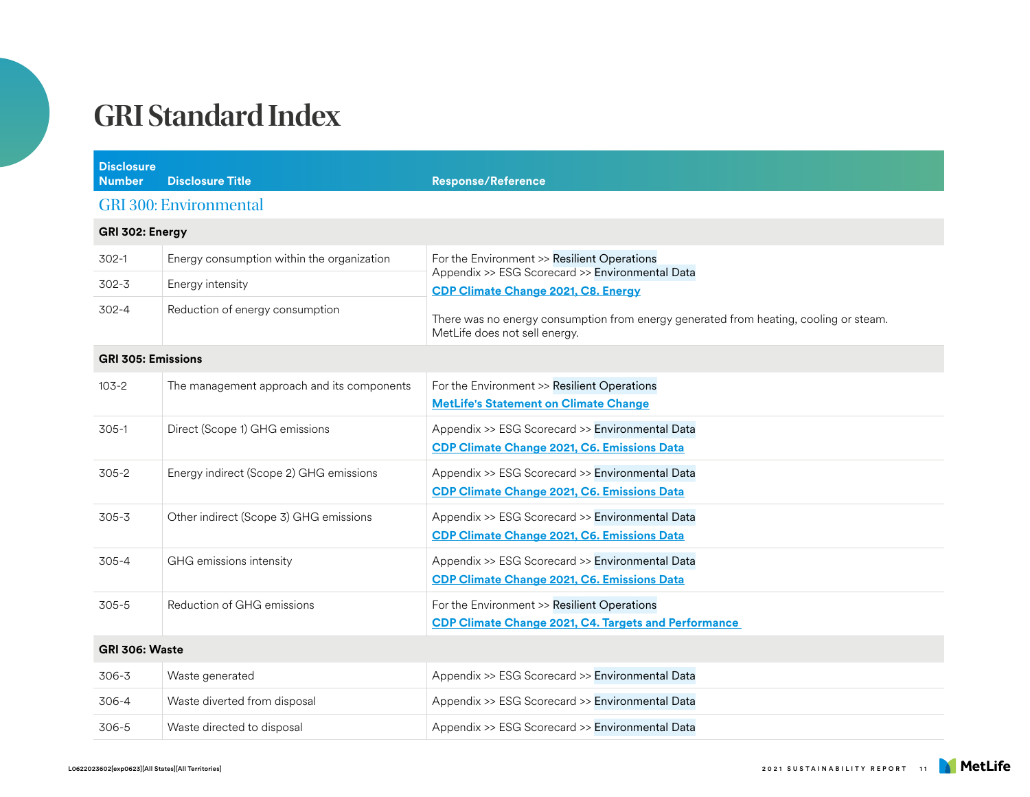# GRI Standard Index

| Disclosure Number | Disclosure Title | Response/Reference |
|---|---|---|
| **GRI 300: Environmental** | | |
| **GRI 302: Energy** | | |
| 302-1 | Energy consumption within the organization | For the Environment >> Resilient Operations<br>Appendix >> ESG Scorecard >> Environmental Data<br>**CDP Climate Change 2021, C8. Energy**<br><br>There was no energy consumption from energy generated from heating, cooling or steam. MetLife does not sell energy. |
| 302-3 | Energy intensity | |
| 302-4 | Reduction of energy consumption | |
| **GRI 305: Emissions** | | |
| 103-2 | The management approach and its components | For the Environment >> Resilient Operations<br>**MetLife's Statement on Climate Change** |
| 305-1 | Direct (Scope 1) GHG emissions | Appendix >> ESG Scorecard >> Environmental Data<br>**CDP Climate Change 2021, C6. Emissions Data** |
| 305-2 | Energy indirect (Scope 2) GHG emissions | Appendix >> ESG Scorecard >> Environmental Data<br>**CDP Climate Change 2021, C6. Emissions Data** |
| 305-3 | Other indirect (Scope 3) GHG emissions | Appendix >> ESG Scorecard >> Environmental Data<br>**CDP Climate Change 2021, C6. Emissions Data** |
| 305-4 | GHG emissions intensity | Appendix >> ESG Scorecard >> Environmental Data<br>**CDP Climate Change 2021, C6. Emissions Data** |
| 305-5 | Reduction of GHG emissions | For the Environment >> Resilient Operations<br>**CDP Climate Change 2021, C4. Targets and Performance** |
| **GRI 306: Waste** | | |
| 306-3 | Waste generated | Appendix >> ESG Scorecard >> Environmental Data |
| 306-4 | Waste diverted from disposal | Appendix >> ESG Scorecard >> Environmental Data |
| 306-5 | Waste directed to disposal | Appendix >> ESG Scorecard >> Environmental Data |

L0622023602[exp0623][All States][All Territories]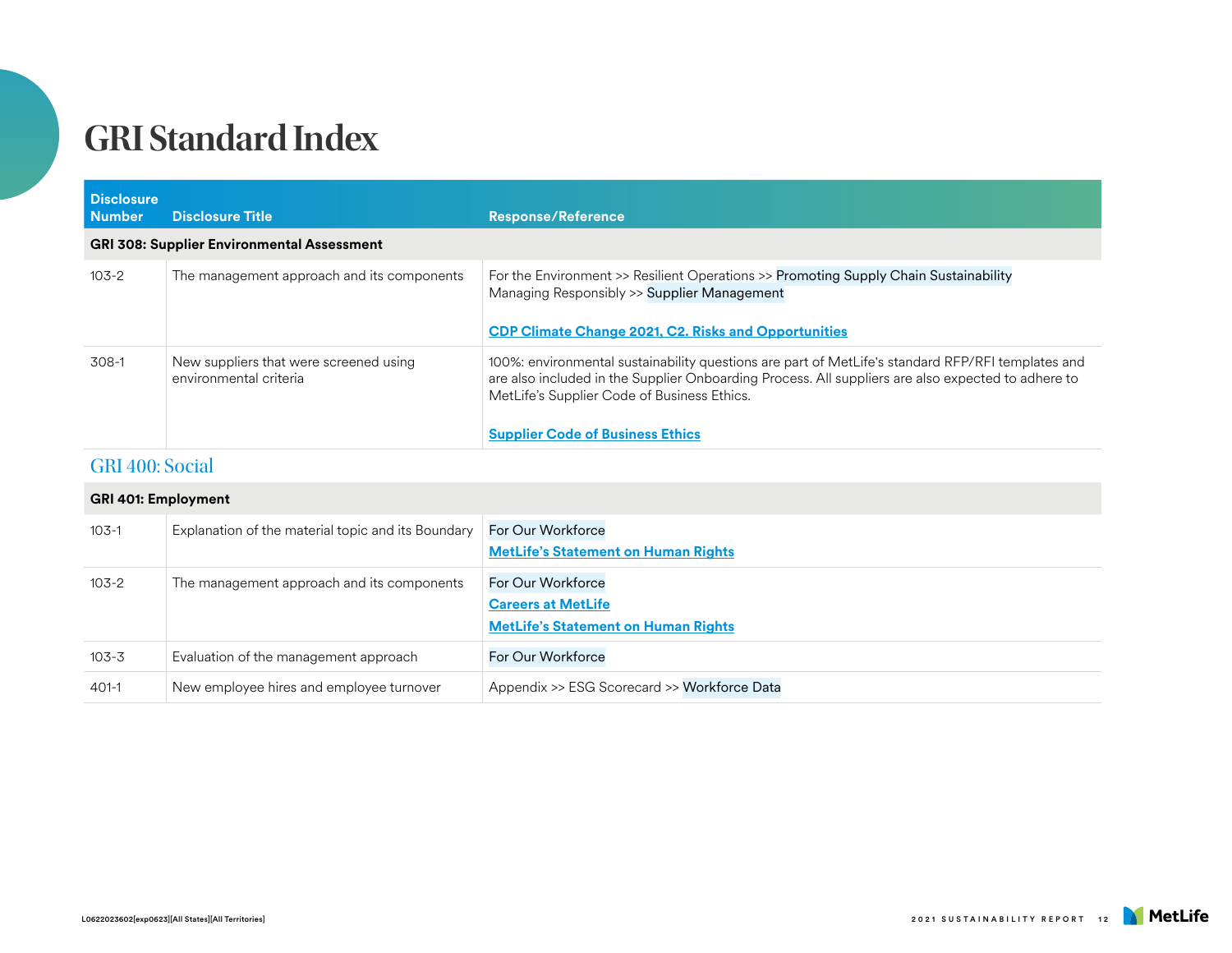# GRI Standard Index

| Disclosure Number | Disclosure Title | Response/Reference |
|---|---|---|
| **GRI 308: Supplier Environmental Assessment** | | |
| 103-2 | The management approach and its components | For the Environment >> Resilient Operations >> Promoting Supply Chain Sustainability<br>Managing Responsibly >> Supplier Management<br><br>**CDP Climate Change 2021, C2. Risks and Opportunities** |
| 308-1 | New suppliers that were screened using environmental criteria | 100%: environmental sustainability questions are part of MetLife's standard RFP/RFI templates and are also included in the Supplier Onboarding Process. All suppliers are also expected to adhere to MetLife's Supplier Code of Business Ethics.<br><br>**Supplier Code of Business Ethics** |

## GRI 400: Social

| Disclosure Number | Disclosure Title | Response/Reference |
|---|---|---|
| **GRI 401: Employment** | | |
| 103-1 | Explanation of the material topic and its Boundary | For Our Workforce<br>**MetLife's Statement on Human Rights** |
| 103-2 | The management approach and its components | For Our Workforce<br>**Careers at MetLife**<br>**MetLife's Statement on Human Rights** |
| 103-3 | Evaluation of the management approach | For Our Workforce |
| 401-1 | New employee hires and employee turnover | Appendix >> ESG Scorecard >> Workforce Data |

L0622023602[exp0623][All States][All Territories]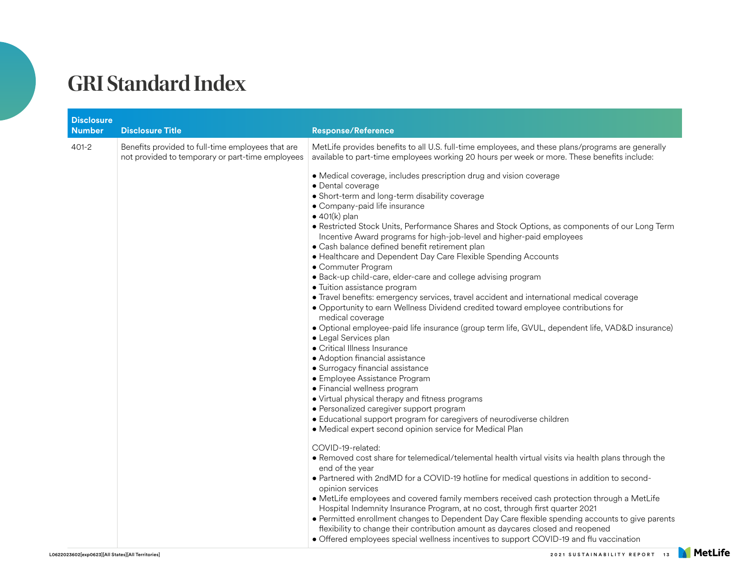# GRI Standard Index

| Disclosure Number | Disclosure Title | Response/Reference |
|---|---|---|
| 401-2 | Benefits provided to full-time employees that are not provided to temporary or part-time employees | MetLife provides benefits to all U.S. full-time employees, and these plans/programs are generally available to part-time employees working 20 hours per week or more. These benefits include:<br><br>• Medical coverage, includes prescription drug and vision coverage<br>• Dental coverage<br>• Short-term and long-term disability coverage<br>• Company-paid life insurance<br>• 401(k) plan<br>• Restricted Stock Units, Performance Shares and Stock Options, as components of our Long Term Incentive Award programs for high-job-level and higher-paid employees<br>• Cash balance defined benefit retirement plan<br>• Healthcare and Dependent Day Care Flexible Spending Accounts<br>• Commuter Program<br>• Back-up child-care, elder-care and college advising program<br>• Tuition assistance program<br>• Travel benefits: emergency services, travel accident and international medical coverage<br>• Opportunity to earn Wellness Dividend credited toward employee contributions for medical coverage<br>• Optional employee-paid life insurance (group term life, GVUL, dependent life, VAD&D insurance)<br>• Legal Services plan<br>• Critical Illness Insurance<br>• Adoption financial assistance<br>• Surrogacy financial assistance<br>• Employee Assistance Program<br>• Financial wellness program<br>• Virtual physical therapy and fitness programs<br>• Personalized caregiver support program<br>• Educational support program for caregivers of neurodiverse children<br>• Medical expert second opinion service for Medical Plan<br><br>COVID-19-related:<br>• Removed cost share for telemedical/telemental health virtual visits via health plans through the end of the year<br>• Partnered with 2ndMD for a COVID-19 hotline for medical questions in addition to second-opinion services<br>• MetLife employees and covered family members received cash protection through a MetLife Hospital Indemnity Insurance Program, at no cost, through first quarter 2021<br>• Permitted enrollment changes to Dependent Day Care flexible spending accounts to give parents flexibility to change their contribution amount as daycares closed and reopened<br>• Offered employees special wellness incentives to support COVID-19 and flu vaccination |

L0622023602[exp0623][All States][All Territories]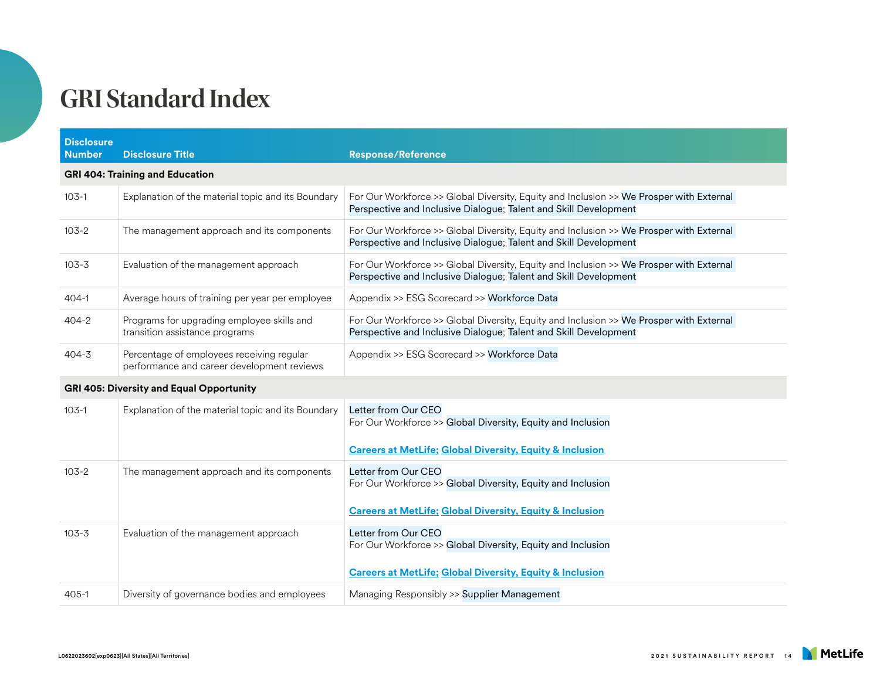# GRI Standard Index

| Disclosure Number | Disclosure Title | Response/Reference |
|---|---|---|
| **GRI 404: Training and Education** | | |
| 103-1 | Explanation of the material topic and its Boundary | For Our Workforce >> Global Diversity, Equity and Inclusion >> We Prosper with External Perspective and Inclusive Dialogue; Talent and Skill Development |
| 103-2 | The management approach and its components | For Our Workforce >> Global Diversity, Equity and Inclusion >> We Prosper with External Perspective and Inclusive Dialogue; Talent and Skill Development |
| 103-3 | Evaluation of the management approach | For Our Workforce >> Global Diversity, Equity and Inclusion >> We Prosper with External Perspective and Inclusive Dialogue; Talent and Skill Development |
| 404-1 | Average hours of training per year per employee | Appendix >> ESG Scorecard >> Workforce Data |
| 404-2 | Programs for upgrading employee skills and transition assistance programs | For Our Workforce >> Global Diversity, Equity and Inclusion >> We Prosper with External Perspective and Inclusive Dialogue; Talent and Skill Development |
| 404-3 | Percentage of employees receiving regular performance and career development reviews | Appendix >> ESG Scorecard >> Workforce Data |
| **GRI 405: Diversity and Equal Opportunity** | | |
| 103-1 | Explanation of the material topic and its Boundary | Letter from Our CEO<br>For Our Workforce >> Global Diversity, Equity and Inclusion<br><br>**Careers at MetLife; Global Diversity, Equity & Inclusion** |
| 103-2 | The management approach and its components | Letter from Our CEO<br>For Our Workforce >> Global Diversity, Equity and Inclusion<br><br>**Careers at MetLife; Global Diversity, Equity & Inclusion** |
| 103-3 | Evaluation of the management approach | Letter from Our CEO<br>For Our Workforce >> Global Diversity, Equity and Inclusion<br><br>**Careers at MetLife; Global Diversity, Equity & Inclusion** |
| 405-1 | Diversity of governance bodies and employees | Managing Responsibly >> Supplier Management |

L0622023602[exp0623][All States][All Territories]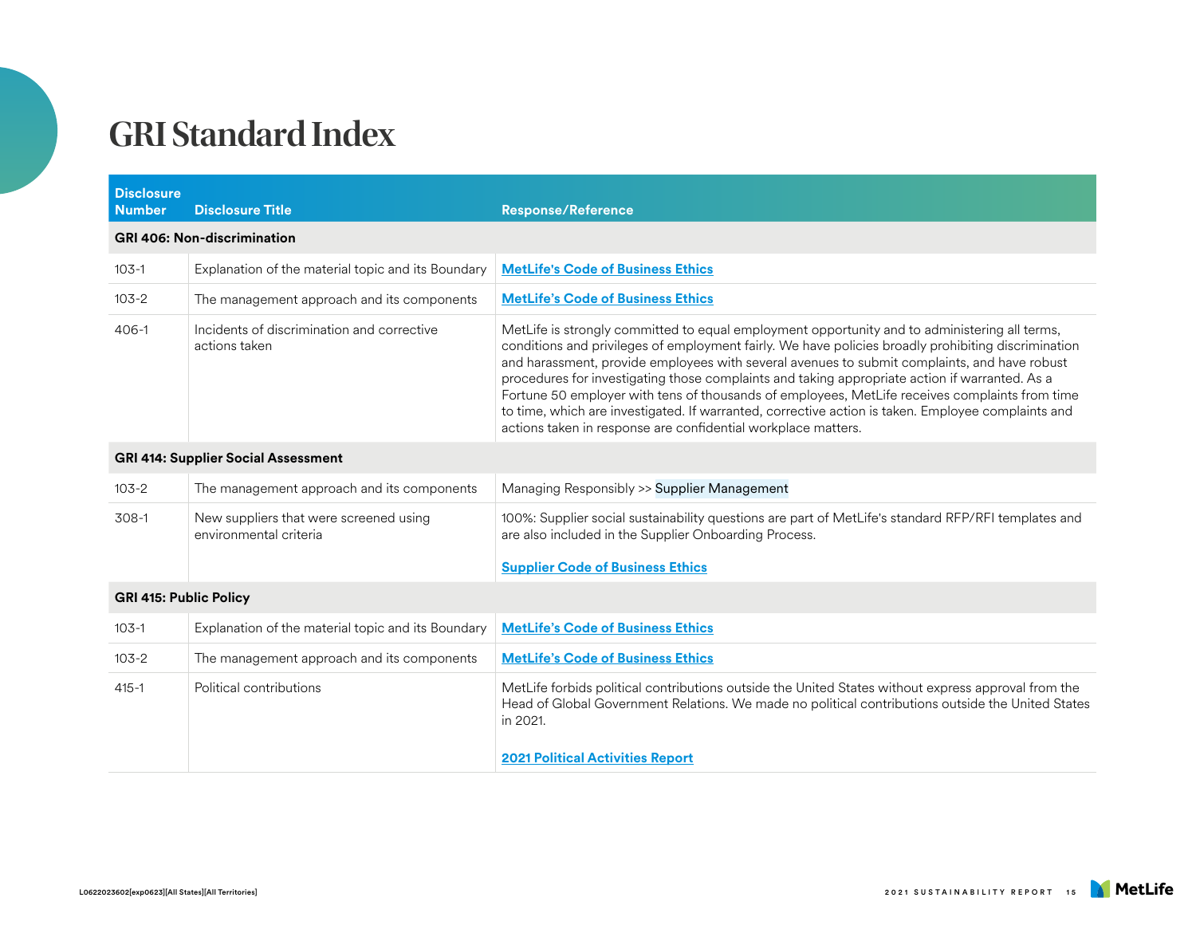# GRI Standard Index

| Disclosure Number | Disclosure Title | Response/Reference |
|---|---|---|
| **GRI 406: Non-discrimination** | | |
| 103-1 | Explanation of the material topic and its Boundary | **MetLife's Code of Business Ethics** |
| 103-2 | The management approach and its components | **MetLife's Code of Business Ethics** |
| 406-1 | Incidents of discrimination and corrective actions taken | MetLife is strongly committed to equal employment opportunity and to administering all terms, conditions and privileges of employment fairly. We have policies broadly prohibiting discrimination and harassment, provide employees with several avenues to submit complaints, and have robust procedures for investigating those complaints and taking appropriate action if warranted. As a Fortune 50 employer with tens of thousands of employees, MetLife receives complaints from time to time, which are investigated. If warranted, corrective action is taken. Employee complaints and actions taken in response are confidential workplace matters. |
| **GRI 414: Supplier Social Assessment** | | |
| 103-2 | The management approach and its components | Managing Responsibly >> Supplier Management |
| 308-1 | New suppliers that were screened using environmental criteria | 100%: Supplier social sustainability questions are part of MetLife's standard RFP/RFI templates and are also included in the Supplier Onboarding Process.<br><br>**Supplier Code of Business Ethics** |
| **GRI 415: Public Policy** | | |
| 103-1 | Explanation of the material topic and its Boundary | **MetLife's Code of Business Ethics** |
| 103-2 | The management approach and its components | **MetLife's Code of Business Ethics** |
| 415-1 | Political contributions | MetLife forbids political contributions outside the United States without express approval from the Head of Global Government Relations. We made no political contributions outside the United States in 2021.<br><br>**2021 Political Activities Report** |

L0622023602[exp0623][All States][All Territories]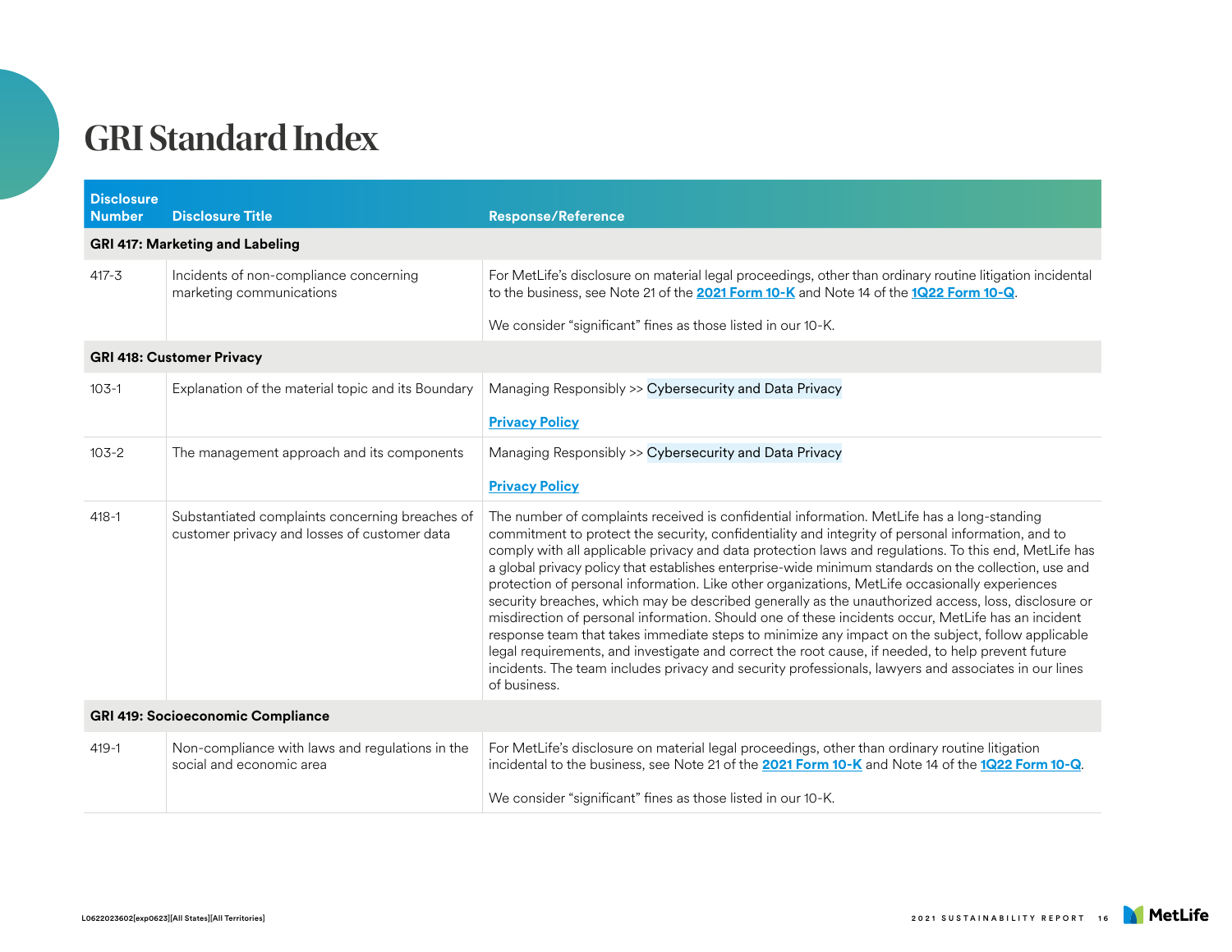# GRI Standard Index

| Disclosure Number | Disclosure Title | Response/Reference |
|---|---|---|
| **GRI 417: Marketing and Labeling** | | |
| 417-3 | Incidents of non-compliance concerning marketing communications | For MetLife's disclosure on material legal proceedings, other than ordinary routine litigation incidental to the business, see Note 21 of the **2021 Form 10-K** and Note 14 of the **1Q22 Form 10-Q**.<br><br>We consider "significant" fines as those listed in our 10-K. |
| **GRI 418: Customer Privacy** | | |
| 103-1 | Explanation of the material topic and its Boundary | Managing Responsibly >> Cybersecurity and Data Privacy<br><br>**Privacy Policy** |
| 103-2 | The management approach and its components | Managing Responsibly >> Cybersecurity and Data Privacy<br><br>**Privacy Policy** |
| 418-1 | Substantiated complaints concerning breaches of customer privacy and losses of customer data | The number of complaints received is confidential information. MetLife has a long-standing commitment to protect the security, confidentiality and integrity of personal information, and to comply with all applicable privacy and data protection laws and regulations. To this end, MetLife has a global privacy policy that establishes enterprise-wide minimum standards on the collection, use and protection of personal information. Like other organizations, MetLife occasionally experiences security breaches, which may be described generally as the unauthorized access, loss, disclosure or misdirection of personal information. Should one of these incidents occur, MetLife has an incident response team that takes immediate steps to minimize any impact on the subject, follow applicable legal requirements, and investigate and correct the root cause, if needed, to help prevent future incidents. The team includes privacy and security professionals, lawyers and associates in our lines of business. |
| **GRI 419: Socioeconomic Compliance** | | |
| 419-1 | Non-compliance with laws and regulations in the social and economic area | For MetLife's disclosure on material legal proceedings, other than ordinary routine litigation incidental to the business, see Note 21 of the **2021 Form 10-K** and Note 14 of the **1Q22 Form 10-Q**.<br><br>We consider "significant" fines as those listed in our 10-K. |

L0622023602[exp0623][All States][All Territories]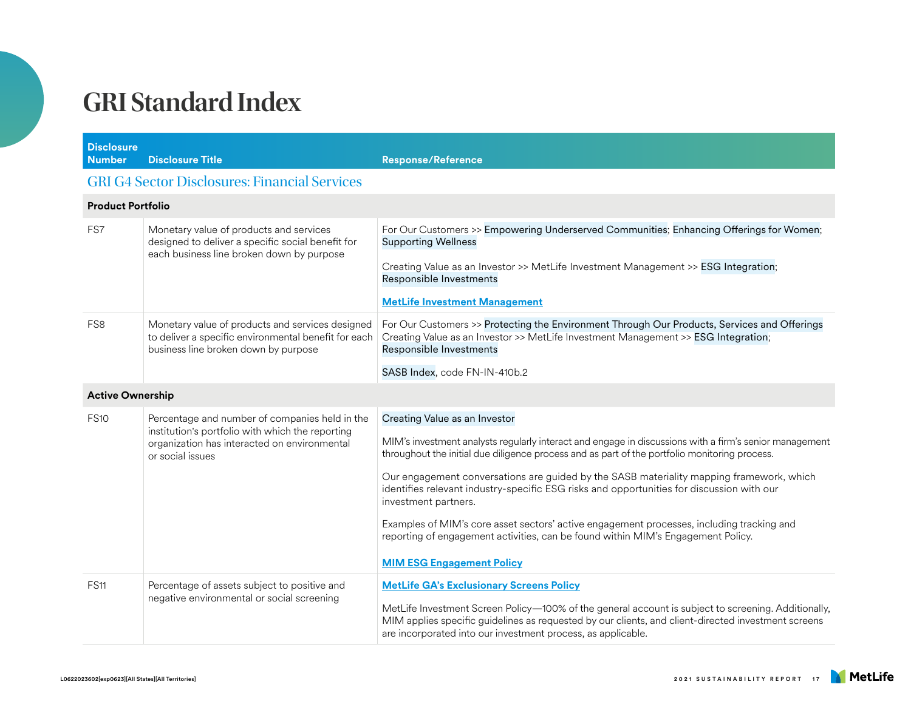# GRI Standard Index

| Disclosure Number | Disclosure Title | Response/Reference |
|---|---|---|
| **GRI G4 Sector Disclosures: Financial Services** | | |
| **Product Portfolio** | | |
| FS7 | Monetary value of products and services designed to deliver a specific social benefit for each business line broken down by purpose | For Our Customers >> Empowering Underserved Communities; Enhancing Offerings for Women; Supporting Wellness<br><br>Creating Value as an Investor >> MetLife Investment Management >> ESG Integration; Responsible Investments<br><br>**MetLife Investment Management** |
| FS8 | Monetary value of products and services designed to deliver a specific environmental benefit for each business line broken down by purpose | For Our Customers >> Protecting the Environment Through Our Products, Services and Offerings<br>Creating Value as an Investor >> MetLife Investment Management >> ESG Integration; Responsible Investments<br><br>SASB Index, code FN-IN-410b.2 |
| **Active Ownership** | | |
| FS10 | Percentage and number of companies held in the institution's portfolio with which the reporting organization has interacted on environmental or social issues | Creating Value as an Investor<br><br>MIM's investment analysts regularly interact and engage in discussions with a firm's senior management throughout the initial due diligence process and as part of the portfolio monitoring process.<br><br>Our engagement conversations are guided by the SASB materiality mapping framework, which identifies relevant industry-specific ESG risks and opportunities for discussion with our investment partners.<br><br>Examples of MIM's core asset sectors' active engagement processes, including tracking and reporting of engagement activities, can be found within MIM's Engagement Policy.<br><br>**MIM ESG Engagement Policy** |
| FS11 | Percentage of assets subject to positive and negative environmental or social screening | **MetLife GA's Exclusionary Screens Policy**<br><br>MetLife Investment Screen Policy—100% of the general account is subject to screening. Additionally, MIM applies specific guidelines as requested by our clients, and client-directed investment screens are incorporated into our investment process, as applicable. |

L0622023602[exp0623][All States][All Territories]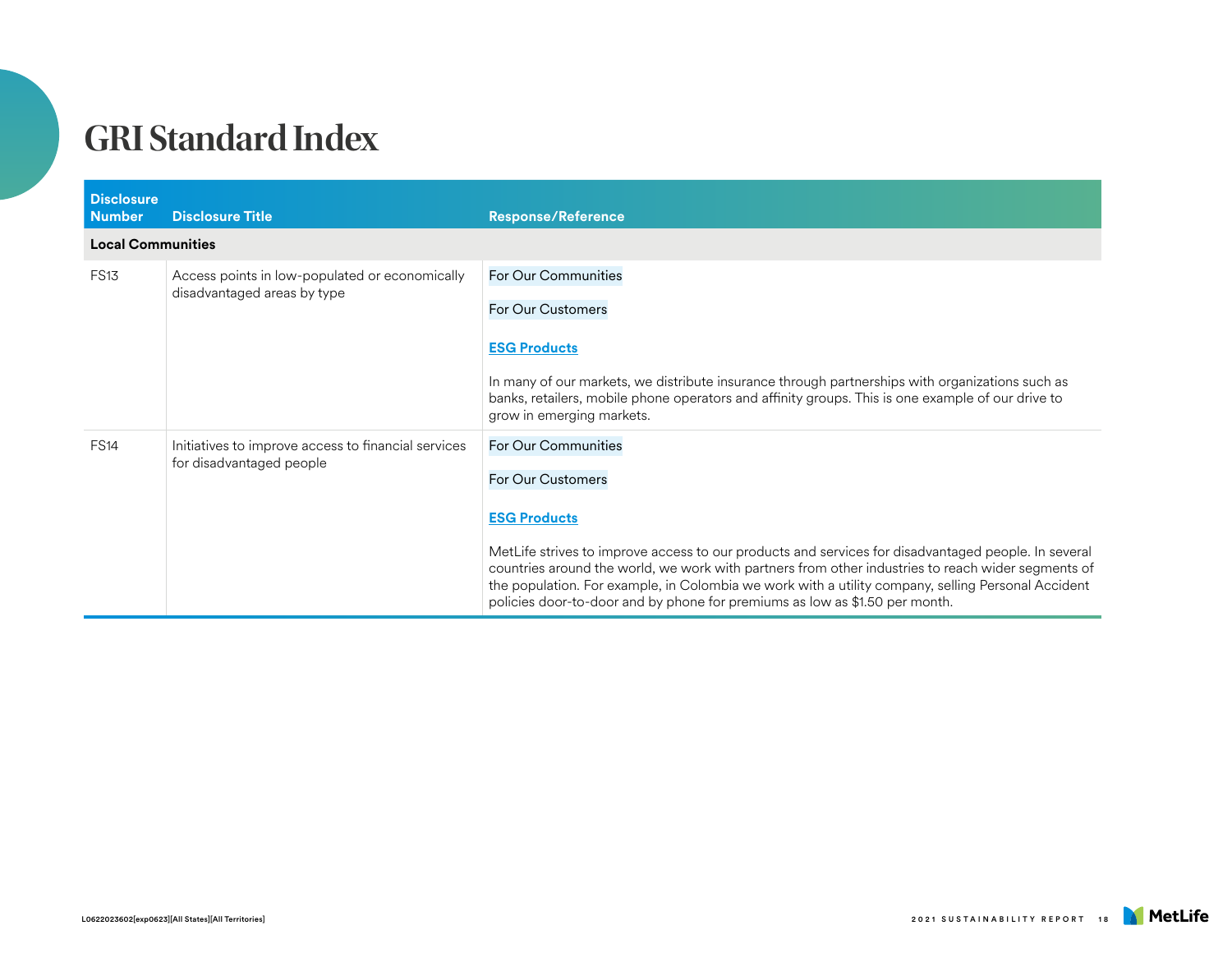# GRI Standard Index

| Disclosure Number | Disclosure Title | Response/Reference |
|---|---|---|
| **Local Communities** | | |
| FS13 | Access points in low-populated or economically disadvantaged areas by type | For Our Communities<br><br>For Our Customers<br><br>**ESG Products**<br><br>In many of our markets, we distribute insurance through partnerships with organizations such as banks, retailers, mobile phone operators and affinity groups. This is one example of our drive to grow in emerging markets. |
| FS14 | Initiatives to improve access to financial services for disadvantaged people | For Our Communities<br><br>For Our Customers<br><br>**ESG Products**<br><br>MetLife strives to improve access to our products and services for disadvantaged people. In several countries around the world, we work with partners from other industries to reach wider segments of the population. For example, in Colombia we work with a utility company, selling Personal Accident policies door-to-door and by phone for premiums as low as $1.50 per month. |

L0622023602[exp0623][All States][All Territories]